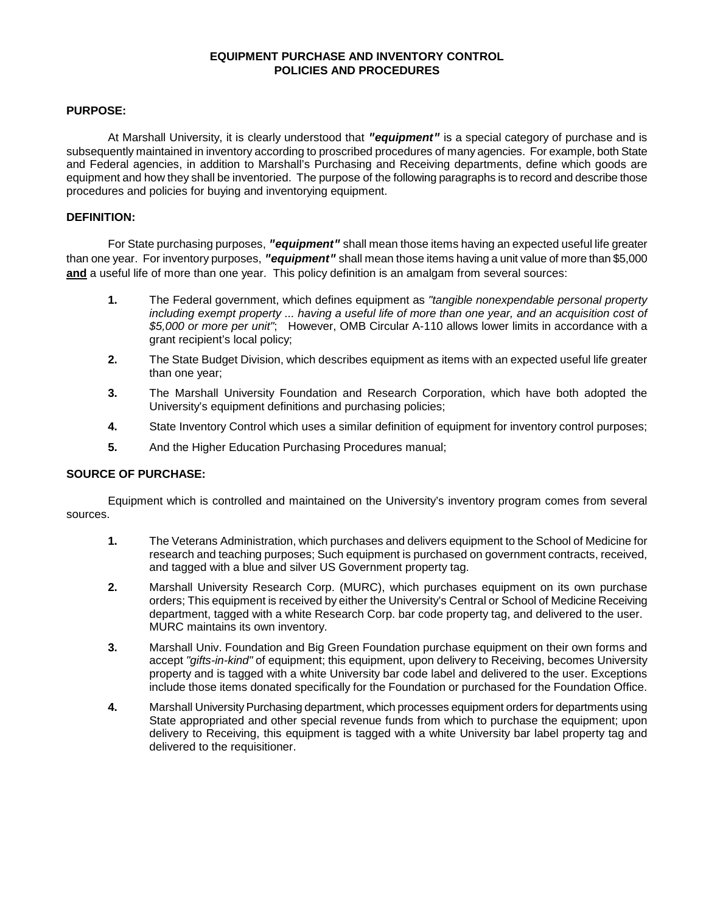# EQUIPMENT PURCHASE AND INVENTORY CONTROL POLICIES AND PROCEDURES

## PURPOSE:

At Marshall University, it is clearly understood that ***"equipment"*** is a special category of purchase and is subsequently maintained in inventory according to proscribed procedures of many agencies. For example, both State and Federal agencies, in addition to Marshall's Purchasing and Receiving departments, define which goods are equipment and how they shall be inventoried. The purpose of the following paragraphs is to record and describe those procedures and policies for buying and inventorying equipment.

## DEFINITION:

For State purchasing purposes, ***"equipment"*** shall mean those items having an expected useful life greater than one year. For inventory purposes, ***"equipment"*** shall mean those items having a unit value of more than $5,000 **and** a useful life of more than one year. This policy definition is an amalgam from several sources:

1. The Federal government, which defines equipment as *"tangible nonexpendable personal property including exempt property ... having a useful life of more than one year, and an acquisition cost of $5,000 or more per unit"*; However, OMB Circular A-110 allows lower limits in accordance with a grant recipient's local policy;
2. The State Budget Division, which describes equipment as items with an expected useful life greater than one year;
3. The Marshall University Foundation and Research Corporation, which have both adopted the University's equipment definitions and purchasing policies;
4. State Inventory Control which uses a similar definition of equipment for inventory control purposes;
5. And the Higher Education Purchasing Procedures manual;

## SOURCE OF PURCHASE:

Equipment which is controlled and maintained on the University's inventory program comes from several sources.

1. The Veterans Administration, which purchases and delivers equipment to the School of Medicine for research and teaching purposes; Such equipment is purchased on government contracts, received, and tagged with a blue and silver US Government property tag.
2. Marshall University Research Corp. (MURC), which purchases equipment on its own purchase orders; This equipment is received by either the University's Central or School of Medicine Receiving department, tagged with a white Research Corp. bar code property tag, and delivered to the user. MURC maintains its own inventory.
3. Marshall Univ. Foundation and Big Green Foundation purchase equipment on their own forms and accept *"gifts-in-kind"* of equipment; this equipment, upon delivery to Receiving, becomes University property and is tagged with a white University bar code label and delivered to the user. Exceptions include those items donated specifically for the Foundation or purchased for the Foundation Office.
4. Marshall University Purchasing department, which processes equipment orders for departments using State appropriated and other special revenue funds from which to purchase the equipment; upon delivery to Receiving, this equipment is tagged with a white University bar label property tag and delivered to the requisitioner.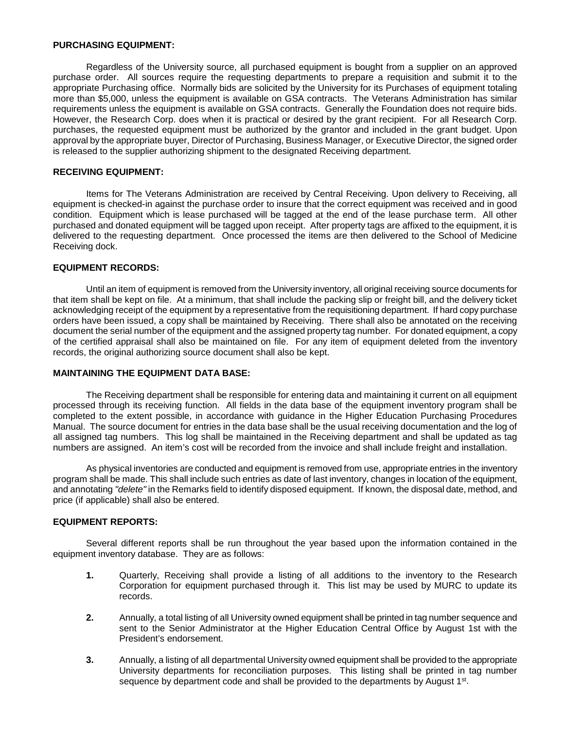**PURCHASING EQUIPMENT:**

Regardless of the University source, all purchased equipment is bought from a supplier on an approved purchase order. All sources require the requesting departments to prepare a requisition and submit it to the appropriate Purchasing office. Normally bids are solicited by the University for its Purchases of equipment totaling more than $5,000, unless the equipment is available on GSA contracts. The Veterans Administration has similar requirements unless the equipment is available on GSA contracts. Generally the Foundation does not require bids. However, the Research Corp. does when it is practical or desired by the grant recipient. For all Research Corp. purchases, the requested equipment must be authorized by the grantor and included in the grant budget. Upon approval by the appropriate buyer, Director of Purchasing, Business Manager, or Executive Director, the signed order is released to the supplier authorizing shipment to the designated Receiving department.

**RECEIVING EQUIPMENT:**

Items for The Veterans Administration are received by Central Receiving. Upon delivery to Receiving, all equipment is checked-in against the purchase order to insure that the correct equipment was received and in good condition. Equipment which is lease purchased will be tagged at the end of the lease purchase term. All other purchased and donated equipment will be tagged upon receipt. After property tags are affixed to the equipment, it is delivered to the requesting department. Once processed the items are then delivered to the School of Medicine Receiving dock.

**EQUIPMENT RECORDS:**

Until an item of equipment is removed from the University inventory, all original receiving source documents for that item shall be kept on file. At a minimum, that shall include the packing slip or freight bill, and the delivery ticket acknowledging receipt of the equipment by a representative from the requisitioning department. If hard copy purchase orders have been issued, a copy shall be maintained by Receiving. There shall also be annotated on the receiving document the serial number of the equipment and the assigned property tag number. For donated equipment, a copy of the certified appraisal shall also be maintained on file. For any item of equipment deleted from the inventory records, the original authorizing source document shall also be kept.

**MAINTAINING THE EQUIPMENT DATA BASE:**

The Receiving department shall be responsible for entering data and maintaining it current on all equipment processed through its receiving function. All fields in the data base of the equipment inventory program shall be completed to the extent possible, in accordance with guidance in the Higher Education Purchasing Procedures Manual. The source document for entries in the data base shall be the usual receiving documentation and the log of all assigned tag numbers. This log shall be maintained in the Receiving department and shall be updated as tag numbers are assigned. An item's cost will be recorded from the invoice and shall include freight and installation.

As physical inventories are conducted and equipment is removed from use, appropriate entries in the inventory program shall be made. This shall include such entries as date of last inventory, changes in location of the equipment, and annotating *"delete"* in the Remarks field to identify disposed equipment. If known, the disposal date, method, and price (if applicable) shall also be entered.

**EQUIPMENT REPORTS:**

Several different reports shall be run throughout the year based upon the information contained in the equipment inventory database. They are as follows:

**1.** Quarterly, Receiving shall provide a listing of all additions to the inventory to the Research Corporation for equipment purchased through it. This list may be used by MURC to update its records.

**2.** Annually, a total listing of all University owned equipment shall be printed in tag number sequence and sent to the Senior Administrator at the Higher Education Central Office by August 1st with the President's endorsement.

**3.** Annually, a listing of all departmental University owned equipment shall be provided to the appropriate University departments for reconciliation purposes. This listing shall be printed in tag number sequence by department code and shall be provided to the departments by August 1st.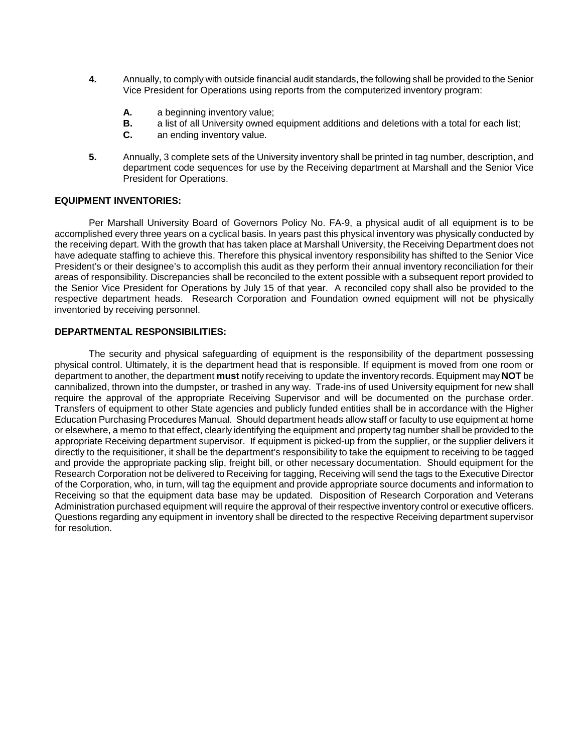4. Annually, to comply with outside financial audit standards, the following shall be provided to the Senior Vice President for Operations using reports from the computerized inventory program:

   A. a beginning inventory value;
   B. a list of all University owned equipment additions and deletions with a total for each list;
   C. an ending inventory value.

5. Annually, 3 complete sets of the University inventory shall be printed in tag number, description, and department code sequences for use by the Receiving department at Marshall and the Senior Vice President for Operations.

**EQUIPMENT INVENTORIES:**

Per Marshall University Board of Governors Policy No. FA-9, a physical audit of all equipment is to be accomplished every three years on a cyclical basis. In years past this physical inventory was physically conducted by the receiving depart. With the growth that has taken place at Marshall University, the Receiving Department does not have adequate staffing to achieve this. Therefore this physical inventory responsibility has shifted to the Senior Vice President's or their designee's to accomplish this audit as they perform their annual inventory reconciliation for their areas of responsibility. Discrepancies shall be reconciled to the extent possible with a subsequent report provided to the Senior Vice President for Operations by July 15 of that year. A reconciled copy shall also be provided to the respective department heads. Research Corporation and Foundation owned equipment will not be physically inventoried by receiving personnel.

**DEPARTMENTAL RESPONSIBILITIES:**

The security and physical safeguarding of equipment is the responsibility of the department possessing physical control. Ultimately, it is the department head that is responsible. If equipment is moved from one room or department to another, the department **must** notify receiving to update the inventory records. Equipment may **NOT** be cannibalized, thrown into the dumpster, or trashed in any way. Trade-ins of used University equipment for new shall require the approval of the appropriate Receiving Supervisor and will be documented on the purchase order. Transfers of equipment to other State agencies and publicly funded entities shall be in accordance with the Higher Education Purchasing Procedures Manual. Should department heads allow staff or faculty to use equipment at home or elsewhere, a memo to that effect, clearly identifying the equipment and property tag number shall be provided to the appropriate Receiving department supervisor. If equipment is picked-up from the supplier, or the supplier delivers it directly to the requisitioner, it shall be the department's responsibility to take the equipment to receiving to be tagged and provide the appropriate packing slip, freight bill, or other necessary documentation. Should equipment for the Research Corporation not be delivered to Receiving for tagging, Receiving will send the tags to the Executive Director of the Corporation, who, in turn, will tag the equipment and provide appropriate source documents and information to Receiving so that the equipment data base may be updated. Disposition of Research Corporation and Veterans Administration purchased equipment will require the approval of their respective inventory control or executive officers. Questions regarding any equipment in inventory shall be directed to the respective Receiving department supervisor for resolution.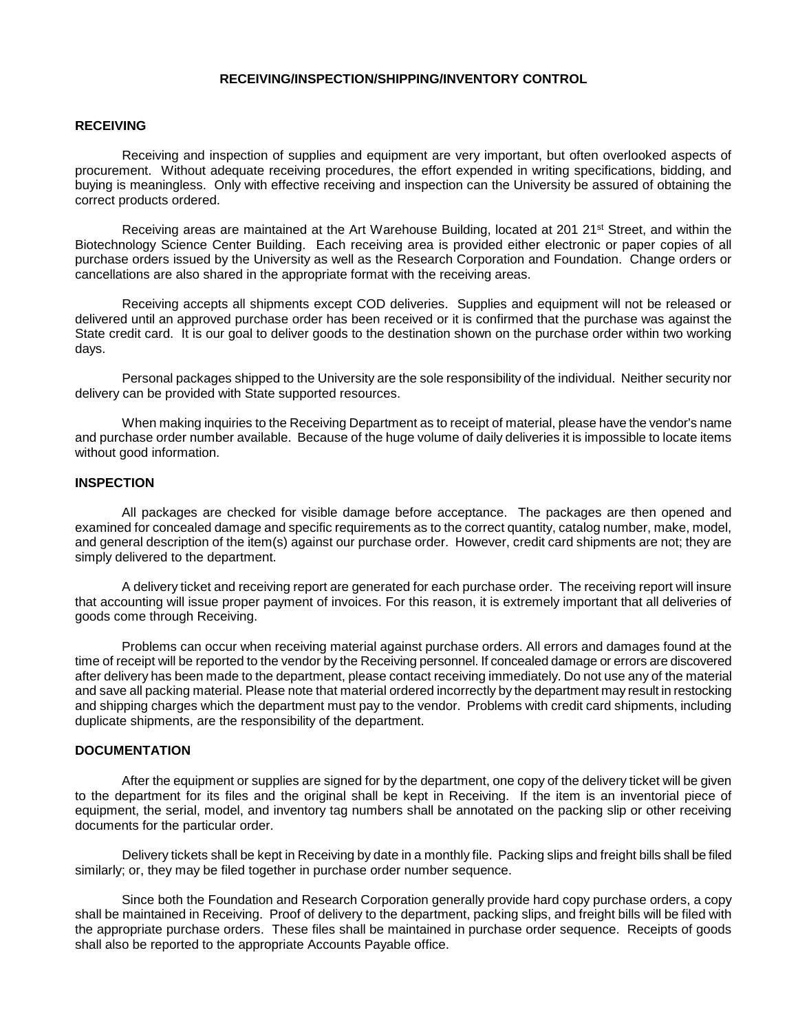# RECEIVING/INSPECTION/SHIPPING/INVENTORY CONTROL

## RECEIVING

Receiving and inspection of supplies and equipment are very important, but often overlooked aspects of procurement. Without adequate receiving procedures, the effort expended in writing specifications, bidding, and buying is meaningless. Only with effective receiving and inspection can the University be assured of obtaining the correct products ordered.

Receiving areas are maintained at the Art Warehouse Building, located at 201 21st Street, and within the Biotechnology Science Center Building. Each receiving area is provided either electronic or paper copies of all purchase orders issued by the University as well as the Research Corporation and Foundation. Change orders or cancellations are also shared in the appropriate format with the receiving areas.

Receiving accepts all shipments except COD deliveries. Supplies and equipment will not be released or delivered until an approved purchase order has been received or it is confirmed that the purchase was against the State credit card. It is our goal to deliver goods to the destination shown on the purchase order within two working days.

Personal packages shipped to the University are the sole responsibility of the individual. Neither security nor delivery can be provided with State supported resources.

When making inquiries to the Receiving Department as to receipt of material, please have the vendor's name and purchase order number available. Because of the huge volume of daily deliveries it is impossible to locate items without good information.

## INSPECTION

All packages are checked for visible damage before acceptance. The packages are then opened and examined for concealed damage and specific requirements as to the correct quantity, catalog number, make, model, and general description of the item(s) against our purchase order. However, credit card shipments are not; they are simply delivered to the department.

A delivery ticket and receiving report are generated for each purchase order. The receiving report will insure that accounting will issue proper payment of invoices. For this reason, it is extremely important that all deliveries of goods come through Receiving.

Problems can occur when receiving material against purchase orders. All errors and damages found at the time of receipt will be reported to the vendor by the Receiving personnel. If concealed damage or errors are discovered after delivery has been made to the department, please contact receiving immediately. Do not use any of the material and save all packing material. Please note that material ordered incorrectly by the department may result in restocking and shipping charges which the department must pay to the vendor. Problems with credit card shipments, including duplicate shipments, are the responsibility of the department.

## DOCUMENTATION

After the equipment or supplies are signed for by the department, one copy of the delivery ticket will be given to the department for its files and the original shall be kept in Receiving. If the item is an inventorial piece of equipment, the serial, model, and inventory tag numbers shall be annotated on the packing slip or other receiving documents for the particular order.

Delivery tickets shall be kept in Receiving by date in a monthly file. Packing slips and freight bills shall be filed similarly; or, they may be filed together in purchase order number sequence.

Since both the Foundation and Research Corporation generally provide hard copy purchase orders, a copy shall be maintained in Receiving. Proof of delivery to the department, packing slips, and freight bills will be filed with the appropriate purchase orders. These files shall be maintained in purchase order sequence. Receipts of goods shall also be reported to the appropriate Accounts Payable office.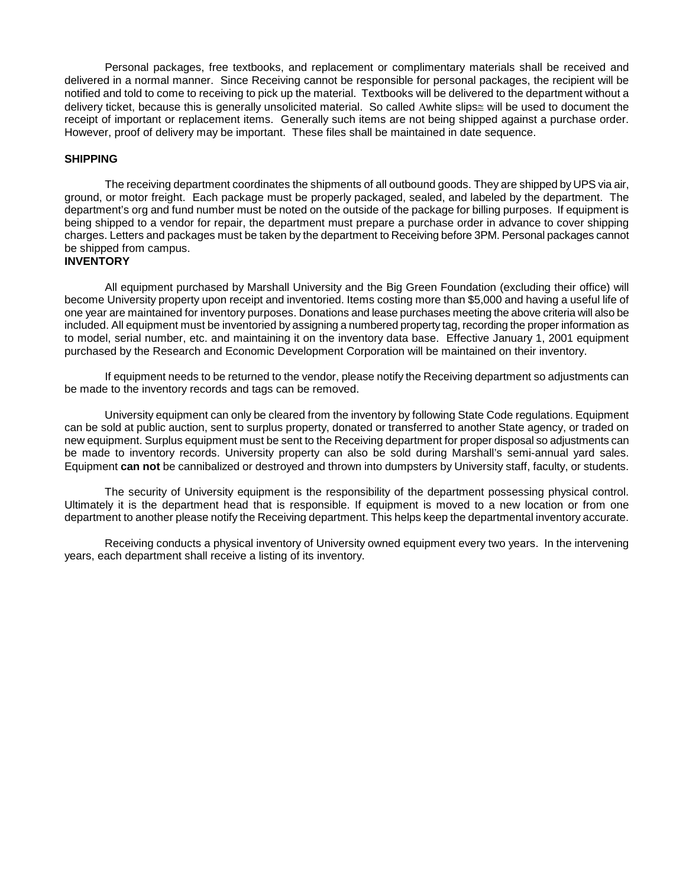Personal packages, free textbooks, and replacement or complimentary materials shall be received and delivered in a normal manner. Since Receiving cannot be responsible for personal packages, the recipient will be notified and told to come to receiving to pick up the material. Textbooks will be delivered to the department without a delivery ticket, because this is generally unsolicited material. So called Awhite slips≅ will be used to document the receipt of important or replacement items. Generally such items are not being shipped against a purchase order. However, proof of delivery may be important. These files shall be maintained in date sequence.

## SHIPPING

The receiving department coordinates the shipments of all outbound goods. They are shipped by UPS via air, ground, or motor freight. Each package must be properly packaged, sealed, and labeled by the department. The department's org and fund number must be noted on the outside of the package for billing purposes. If equipment is being shipped to a vendor for repair, the department must prepare a purchase order in advance to cover shipping charges. Letters and packages must be taken by the department to Receiving before 3PM. Personal packages cannot be shipped from campus.

## INVENTORY

All equipment purchased by Marshall University and the Big Green Foundation (excluding their office) will become University property upon receipt and inventoried. Items costing more than $5,000 and having a useful life of one year are maintained for inventory purposes. Donations and lease purchases meeting the above criteria will also be included. All equipment must be inventoried by assigning a numbered property tag, recording the proper information as to model, serial number, etc. and maintaining it on the inventory data base. Effective January 1, 2001 equipment purchased by the Research and Economic Development Corporation will be maintained on their inventory.

If equipment needs to be returned to the vendor, please notify the Receiving department so adjustments can be made to the inventory records and tags can be removed.

University equipment can only be cleared from the inventory by following State Code regulations. Equipment can be sold at public auction, sent to surplus property, donated or transferred to another State agency, or traded on new equipment. Surplus equipment must be sent to the Receiving department for proper disposal so adjustments can be made to inventory records. University property can also be sold during Marshall's semi-annual yard sales. Equipment **can not** be cannibalized or destroyed and thrown into dumpsters by University staff, faculty, or students.

The security of University equipment is the responsibility of the department possessing physical control. Ultimately it is the department head that is responsible. If equipment is moved to a new location or from one department to another please notify the Receiving department. This helps keep the departmental inventory accurate.

Receiving conducts a physical inventory of University owned equipment every two years. In the intervening years, each department shall receive a listing of its inventory.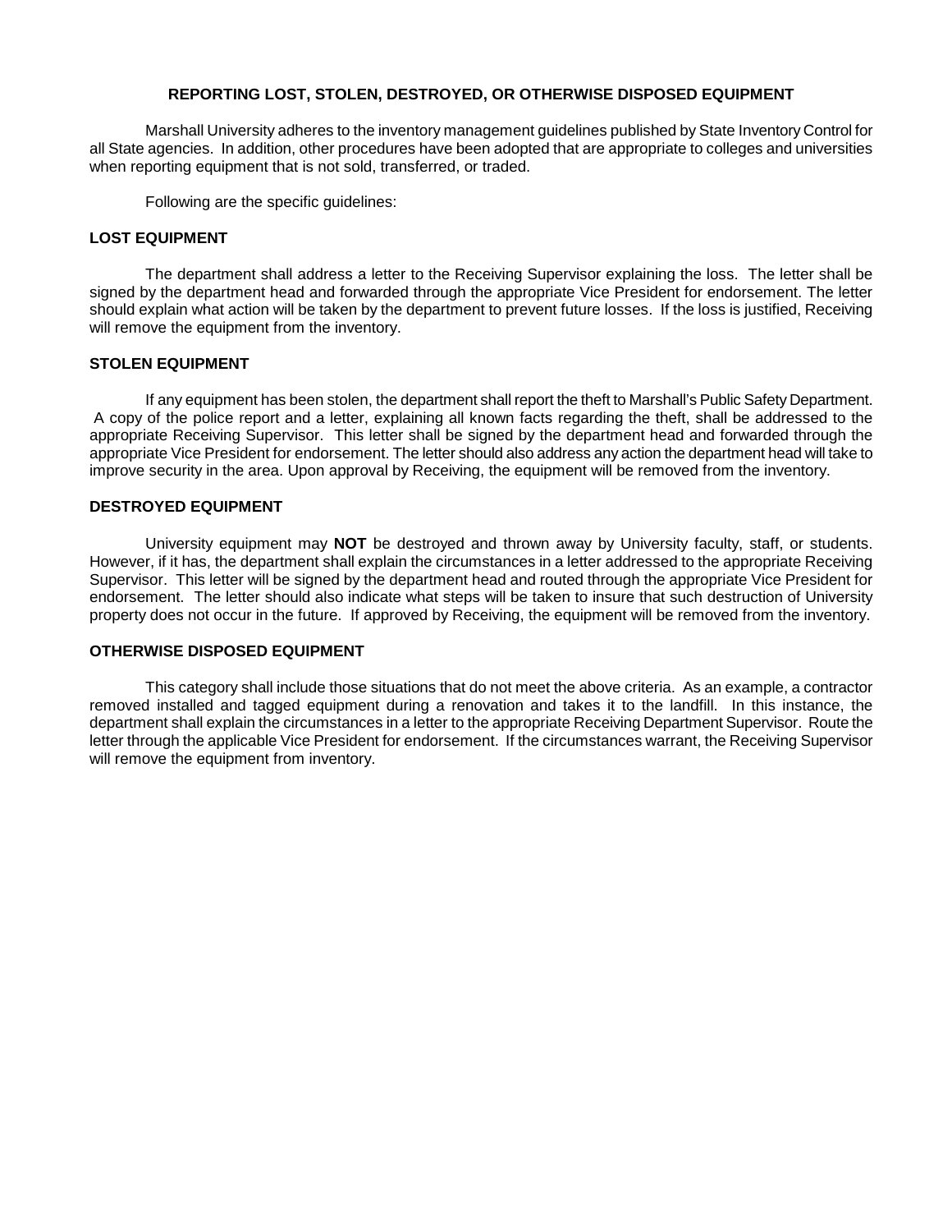## REPORTING LOST, STOLEN, DESTROYED, OR OTHERWISE DISPOSED EQUIPMENT

Marshall University adheres to the inventory management guidelines published by State Inventory Control for all State agencies. In addition, other procedures have been adopted that are appropriate to colleges and universities when reporting equipment that is not sold, transferred, or traded.

Following are the specific guidelines:

### LOST EQUIPMENT

The department shall address a letter to the Receiving Supervisor explaining the loss. The letter shall be signed by the department head and forwarded through the appropriate Vice President for endorsement. The letter should explain what action will be taken by the department to prevent future losses. If the loss is justified, Receiving will remove the equipment from the inventory.

### STOLEN EQUIPMENT

If any equipment has been stolen, the department shall report the theft to Marshall's Public Safety Department. A copy of the police report and a letter, explaining all known facts regarding the theft, shall be addressed to the appropriate Receiving Supervisor. This letter shall be signed by the department head and forwarded through the appropriate Vice President for endorsement. The letter should also address any action the department head will take to improve security in the area. Upon approval by Receiving, the equipment will be removed from the inventory.

### DESTROYED EQUIPMENT

University equipment may **NOT** be destroyed and thrown away by University faculty, staff, or students. However, if it has, the department shall explain the circumstances in a letter addressed to the appropriate Receiving Supervisor. This letter will be signed by the department head and routed through the appropriate Vice President for endorsement. The letter should also indicate what steps will be taken to insure that such destruction of University property does not occur in the future. If approved by Receiving, the equipment will be removed from the inventory.

### OTHERWISE DISPOSED EQUIPMENT

This category shall include those situations that do not meet the above criteria. As an example, a contractor removed installed and tagged equipment during a renovation and takes it to the landfill. In this instance, the department shall explain the circumstances in a letter to the appropriate Receiving Department Supervisor. Route the letter through the applicable Vice President for endorsement. If the circumstances warrant, the Receiving Supervisor will remove the equipment from inventory.